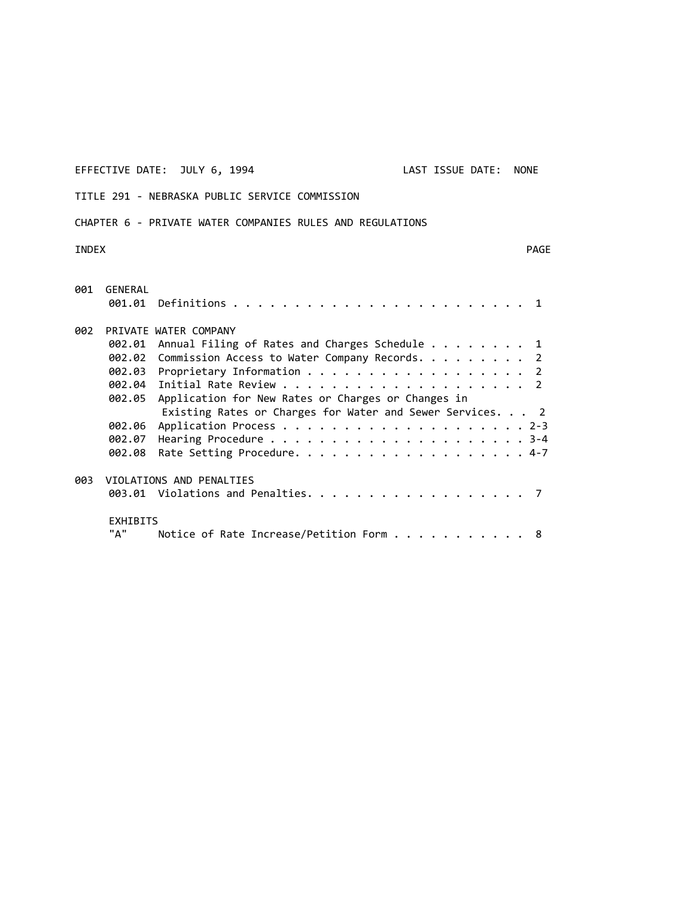EFFECTIVE DATE: JULY 6, 1994 LAST ISSUE DATE: NONE

TITLE 291 - NEBRASKA PUBLIC SERVICE COMMISSION

CHAPTER 6 - PRIVATE WATER COMPANIES RULES AND REGULATIONS

| INDEX | | PAGE |
|---|---|---|
| **001 GENERAL** | | |
| 001.01 | Definitions | 1 |
| **002 PRIVATE WATER COMPANY** | | |
| 002.01 | Annual Filing of Rates and Charges Schedule | 1 |
| 002.02 | Commission Access to Water Company Records | 2 |
| 002.03 | Proprietary Information | 2 |
| 002.04 | Initial Rate Review | 2 |
| 002.05 | Application for New Rates or Charges or Changes in Existing Rates or Charges for Water and Sewer Services | 2 |
| 002.06 | Application Process | 2-3 |
| 002.07 | Hearing Procedure | 3-4 |
| 002.08 | Rate Setting Procedure | 4-7 |
| **003 VIOLATIONS AND PENALTIES** | | |
| 003.01 | Violations and Penalties | 7 |
| **EXHIBITS** | | |
| "A" | Notice of Rate Increase/Petition Form | 8 |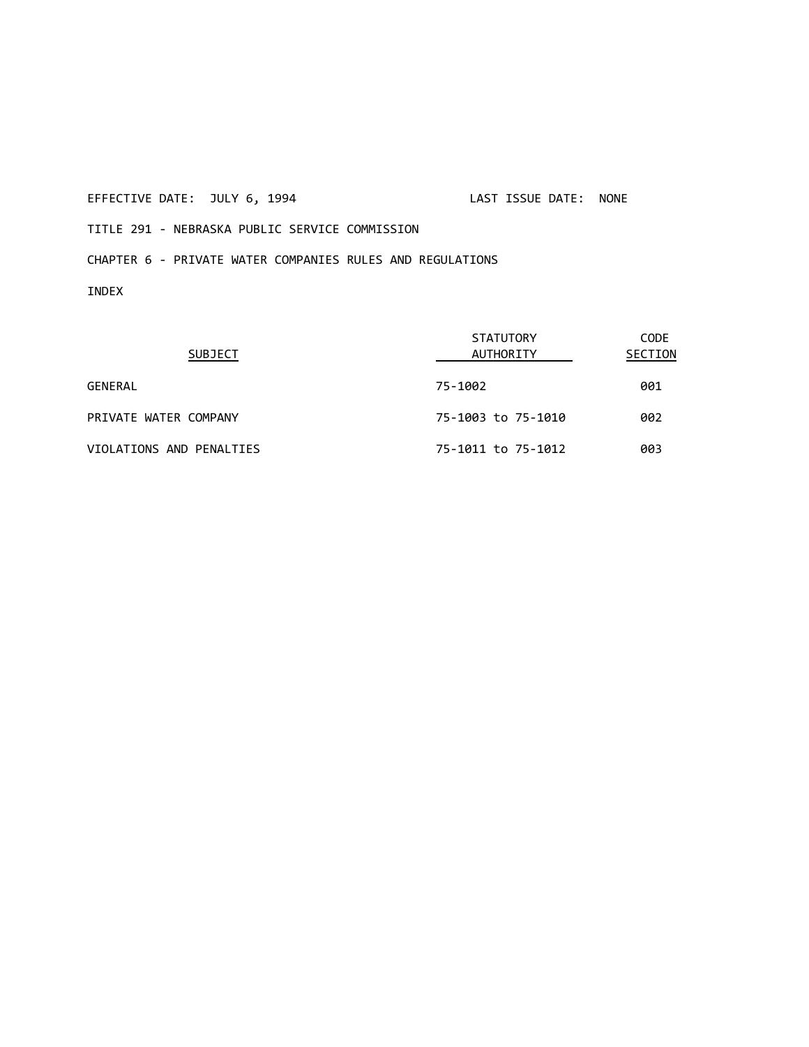EFFECTIVE DATE: JULY 6, 1994 LAST ISSUE DATE: NONE

TITLE 291 - NEBRASKA PUBLIC SERVICE COMMISSION

CHAPTER 6 - PRIVATE WATER COMPANIES RULES AND REGULATIONS

INDEX

| SUBJECT | STATUTORY AUTHORITY | CODE SECTION |
|---|---|---|
| GENERAL | 75-1002 | 001 |
| PRIVATE WATER COMPANY | 75-1003 to 75-1010 | 002 |
| VIOLATIONS AND PENALTIES | 75-1011 to 75-1012 | 003 |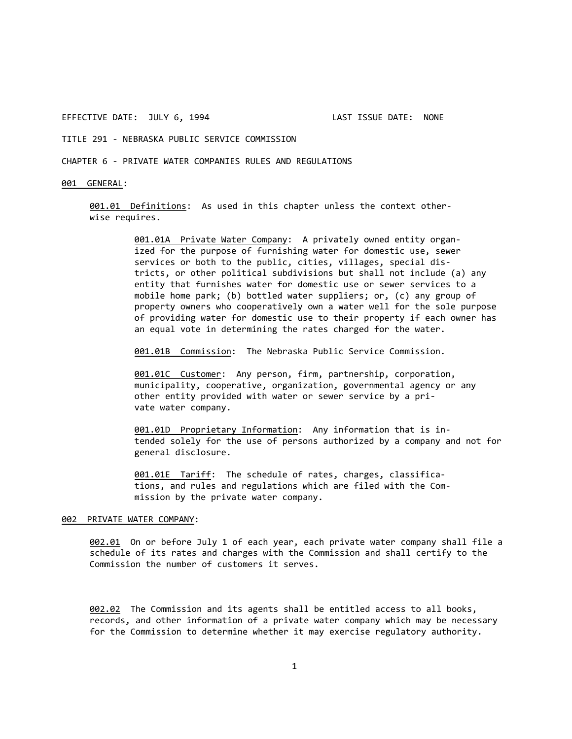EFFECTIVE DATE: JULY 6, 1994 LAST ISSUE DATE: NONE

TITLE 291 - NEBRASKA PUBLIC SERVICE COMMISSION

CHAPTER 6 - PRIVATE WATER COMPANIES RULES AND REGULATIONS

## 001 GENERAL:

001.01 Definitions: As used in this chapter unless the context otherwise requires.

001.01A Private Water Company: A privately owned entity organized for the purpose of furnishing water for domestic use, sewer services or both to the public, cities, villages, special districts, or other political subdivisions but shall not include (a) any entity that furnishes water for domestic use or sewer services to a mobile home park; (b) bottled water suppliers; or, (c) any group of property owners who cooperatively own a water well for the sole purpose of providing water for domestic use to their property if each owner has an equal vote in determining the rates charged for the water.

001.01B Commission: The Nebraska Public Service Commission.

001.01C Customer: Any person, firm, partnership, corporation, municipality, cooperative, organization, governmental agency or any other entity provided with water or sewer service by a private water company.

001.01D Proprietary Information: Any information that is intended solely for the use of persons authorized by a company and not for general disclosure.

001.01E Tariff: The schedule of rates, charges, classifications, and rules and regulations which are filed with the Commission by the private water company.

## 002 PRIVATE WATER COMPANY:

002.01 On or before July 1 of each year, each private water company shall file a schedule of its rates and charges with the Commission and shall certify to the Commission the number of customers it serves.

002.02 The Commission and its agents shall be entitled access to all books, records, and other information of a private water company which may be necessary for the Commission to determine whether it may exercise regulatory authority.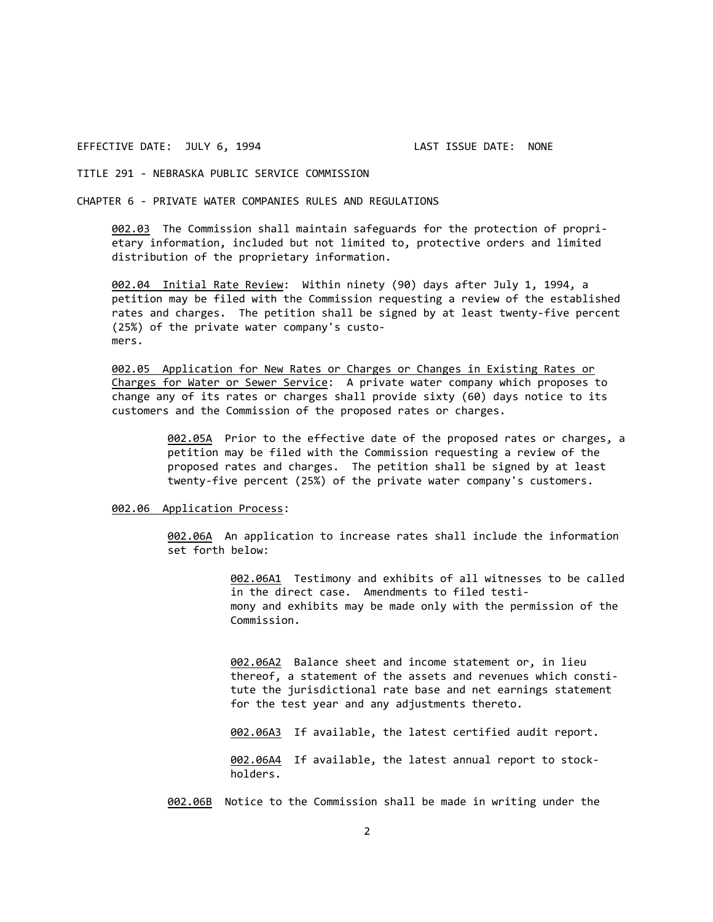EFFECTIVE DATE: JULY 6, 1994 LAST ISSUE DATE: NONE

TITLE 291 - NEBRASKA PUBLIC SERVICE COMMISSION

CHAPTER 6 - PRIVATE WATER COMPANIES RULES AND REGULATIONS

002.03 The Commission shall maintain safeguards for the protection of proprietary information, included but not limited to, protective orders and limited distribution of the proprietary information.

002.04 Initial Rate Review: Within ninety (90) days after July 1, 1994, a petition may be filed with the Commission requesting a review of the established rates and charges. The petition shall be signed by at least twenty-five percent (25%) of the private water company's customers.

002.05 Application for New Rates or Charges or Changes in Existing Rates or Charges for Water or Sewer Service: A private water company which proposes to change any of its rates or charges shall provide sixty (60) days notice to its customers and the Commission of the proposed rates or charges.

002.05A Prior to the effective date of the proposed rates or charges, a petition may be filed with the Commission requesting a review of the proposed rates and charges. The petition shall be signed by at least twenty-five percent (25%) of the private water company's customers.

002.06 Application Process:

002.06A An application to increase rates shall include the information set forth below:

002.06A1 Testimony and exhibits of all witnesses to be called in the direct case. Amendments to filed testimony and exhibits may be made only with the permission of the Commission.

002.06A2 Balance sheet and income statement or, in lieu thereof, a statement of the assets and revenues which constitute the jurisdictional rate base and net earnings statement for the test year and any adjustments thereto.

002.06A3 If available, the latest certified audit report.

002.06A4 If available, the latest annual report to stockholders.

002.06B Notice to the Commission shall be made in writing under the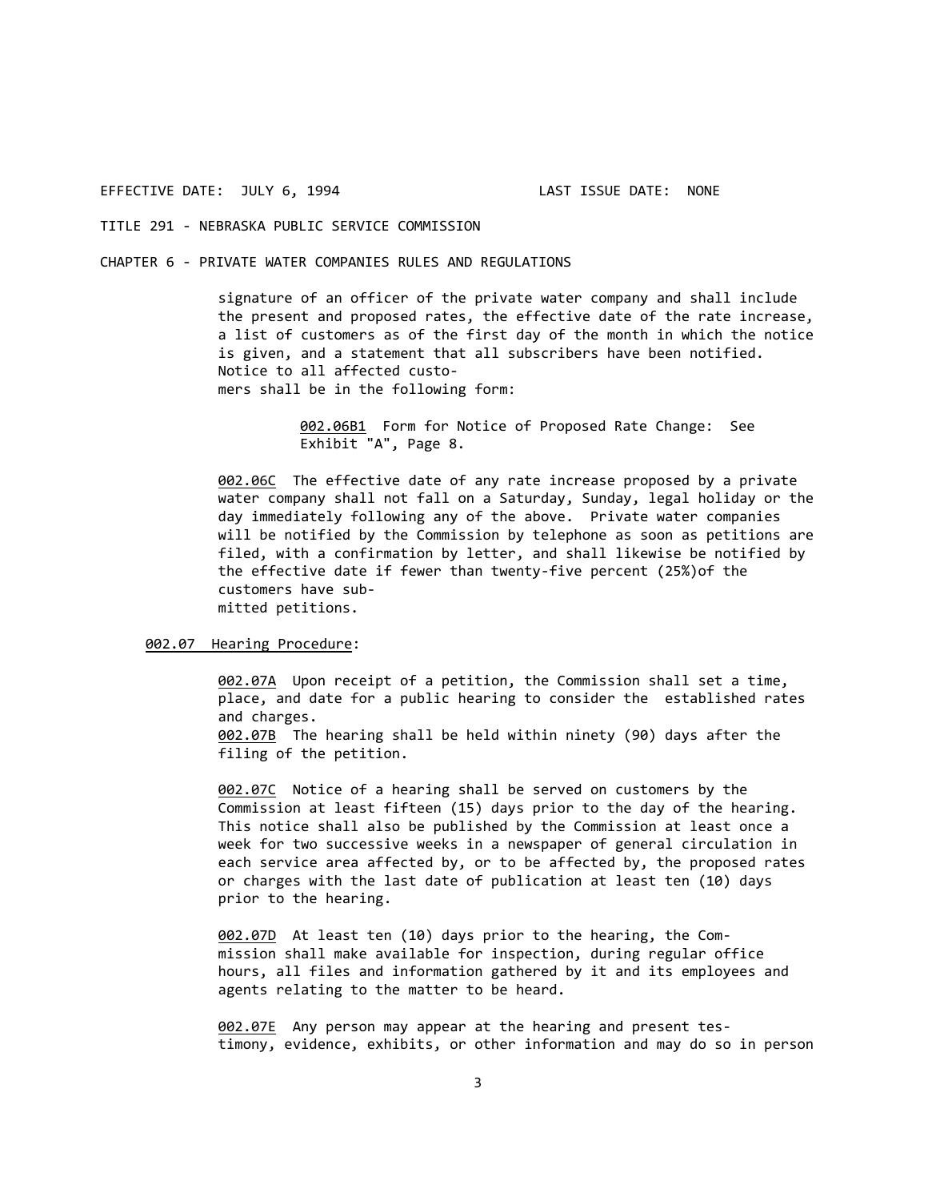signature of an officer of the private water company and shall include the present and proposed rates, the effective date of the rate increase, a list of customers as of the first day of the month in which the notice is given, and a statement that all subscribers have been notified. Notice to all affected customers shall be in the following form:

<u>002.06B1</u> Form for Notice of Proposed Rate Change: See Exhibit "A", Page 8.

<u>002.06C</u> The effective date of any rate increase proposed by a private water company shall not fall on a Saturday, Sunday, legal holiday or the day immediately following any of the above. Private water companies will be notified by the Commission by telephone as soon as petitions are filed, with a confirmation by letter, and shall likewise be notified by the effective date if fewer than twenty-five percent (25%)of the customers have submitted petitions.

<u>002.07 Hearing Procedure</u>:

<u>002.07A</u> Upon receipt of a petition, the Commission shall set a time, place, and date for a public hearing to consider the established rates and charges.
<u>002.07B</u> The hearing shall be held within ninety (90) days after the filing of the petition.

<u>002.07C</u> Notice of a hearing shall be served on customers by the Commission at least fifteen (15) days prior to the day of the hearing. This notice shall also be published by the Commission at least once a week for two successive weeks in a newspaper of general circulation in each service area affected by, or to be affected by, the proposed rates or charges with the last date of publication at least ten (10) days prior to the hearing.

<u>002.07D</u> At least ten (10) days prior to the hearing, the Commission shall make available for inspection, during regular office hours, all files and information gathered by it and its employees and agents relating to the matter to be heard.

<u>002.07E</u> Any person may appear at the hearing and present testimony, evidence, exhibits, or other information and may do so in person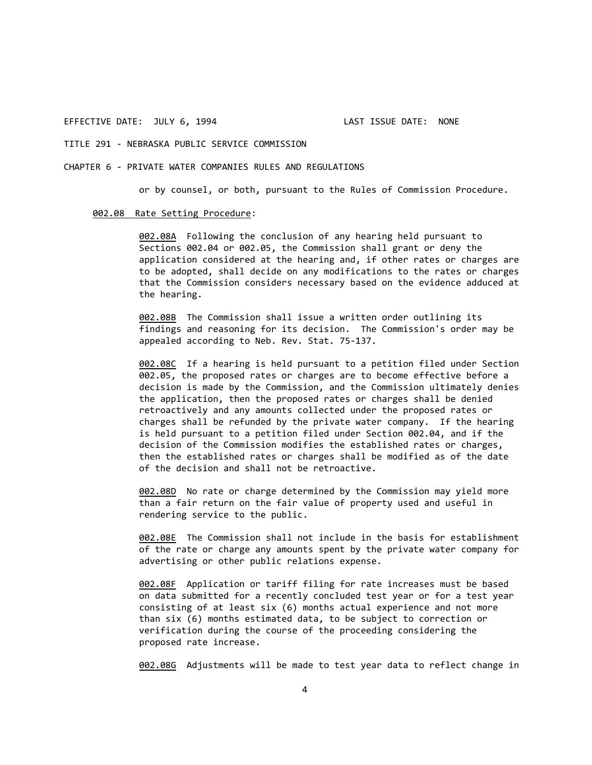or by counsel, or both, pursuant to the Rules of Commission Procedure.

002.08 Rate Setting Procedure:

002.08A Following the conclusion of any hearing held pursuant to Sections 002.04 or 002.05, the Commission shall grant or deny the application considered at the hearing and, if other rates or charges are to be adopted, shall decide on any modifications to the rates or charges that the Commission considers necessary based on the evidence adduced at the hearing.

002.08B The Commission shall issue a written order outlining its findings and reasoning for its decision. The Commission's order may be appealed according to Neb. Rev. Stat. 75-137.

002.08C If a hearing is held pursuant to a petition filed under Section 002.05, the proposed rates or charges are to become effective before a decision is made by the Commission, and the Commission ultimately denies the application, then the proposed rates or charges shall be denied retroactively and any amounts collected under the proposed rates or charges shall be refunded by the private water company. If the hearing is held pursuant to a petition filed under Section 002.04, and if the decision of the Commission modifies the established rates or charges, then the established rates or charges shall be modified as of the date of the decision and shall not be retroactive.

002.08D No rate or charge determined by the Commission may yield more than a fair return on the fair value of property used and useful in rendering service to the public.

002.08E The Commission shall not include in the basis for establishment of the rate or charge any amounts spent by the private water company for advertising or other public relations expense.

002.08F Application or tariff filing for rate increases must be based on data submitted for a recently concluded test year or for a test year consisting of at least six (6) months actual experience and not more than six (6) months estimated data, to be subject to correction or verification during the course of the proceeding considering the proposed rate increase.

002.08G Adjustments will be made to test year data to reflect change in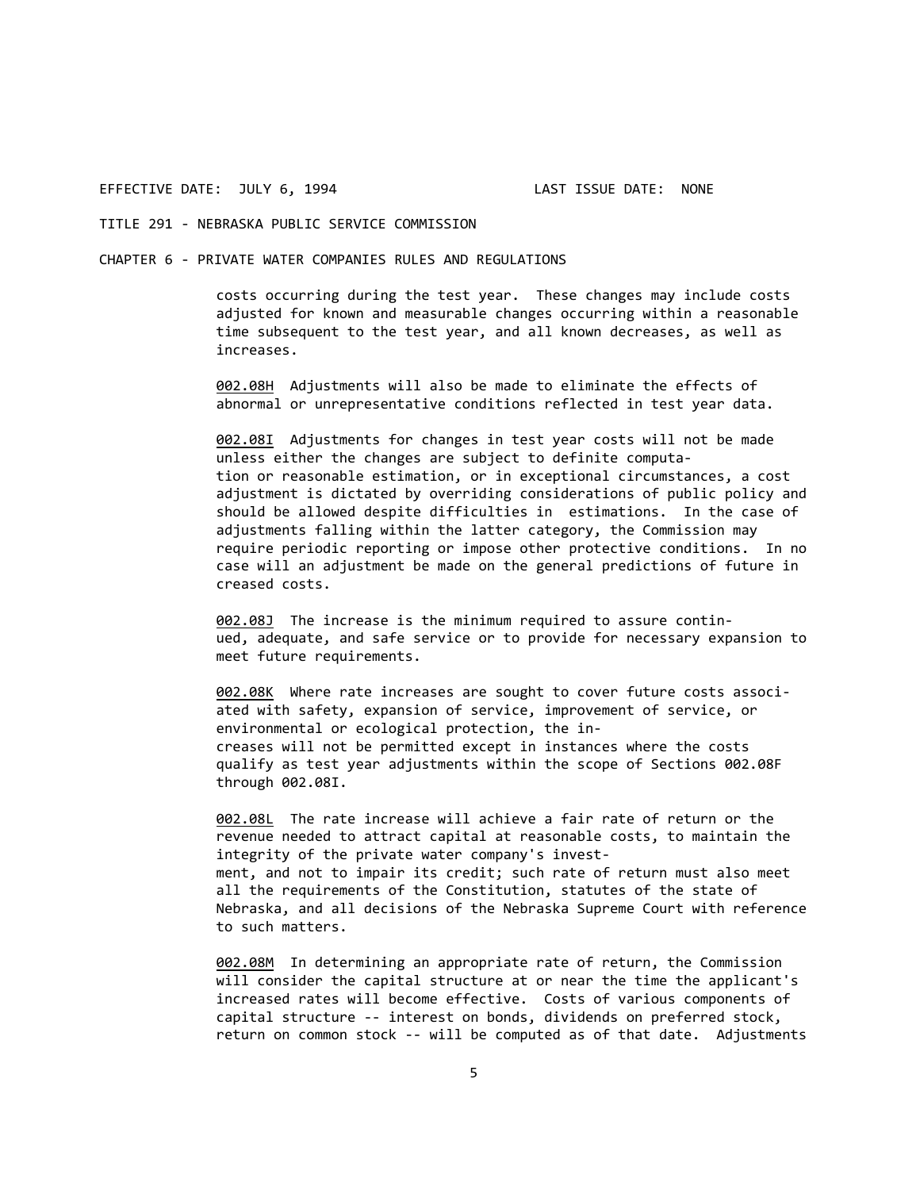costs occurring during the test year. These changes may include costs adjusted for known and measurable changes occurring within a reasonable time subsequent to the test year, and all known decreases, as well as increases.

002.08H Adjustments will also be made to eliminate the effects of abnormal or unrepresentative conditions reflected in test year data.

002.08I Adjustments for changes in test year costs will not be made unless either the changes are subject to definite computation or reasonable estimation, or in exceptional circumstances, a cost adjustment is dictated by overriding considerations of public policy and should be allowed despite difficulties in estimations. In the case of adjustments falling within the latter category, the Commission may require periodic reporting or impose other protective conditions. In no case will an adjustment be made on the general predictions of future increased costs.

002.08J The increase is the minimum required to assure continued, adequate, and safe service or to provide for necessary expansion to meet future requirements.

002.08K Where rate increases are sought to cover future costs associated with safety, expansion of service, improvement of service, or environmental or ecological protection, the increases will not be permitted except in instances where the costs qualify as test year adjustments within the scope of Sections 002.08F through 002.08I.

002.08L The rate increase will achieve a fair rate of return or the revenue needed to attract capital at reasonable costs, to maintain the integrity of the private water company's investment, and not to impair its credit; such rate of return must also meet all the requirements of the Constitution, statutes of the state of Nebraska, and all decisions of the Nebraska Supreme Court with reference to such matters.

002.08M In determining an appropriate rate of return, the Commission will consider the capital structure at or near the time the applicant's increased rates will become effective. Costs of various components of capital structure -- interest on bonds, dividends on preferred stock, return on common stock -- will be computed as of that date. Adjustments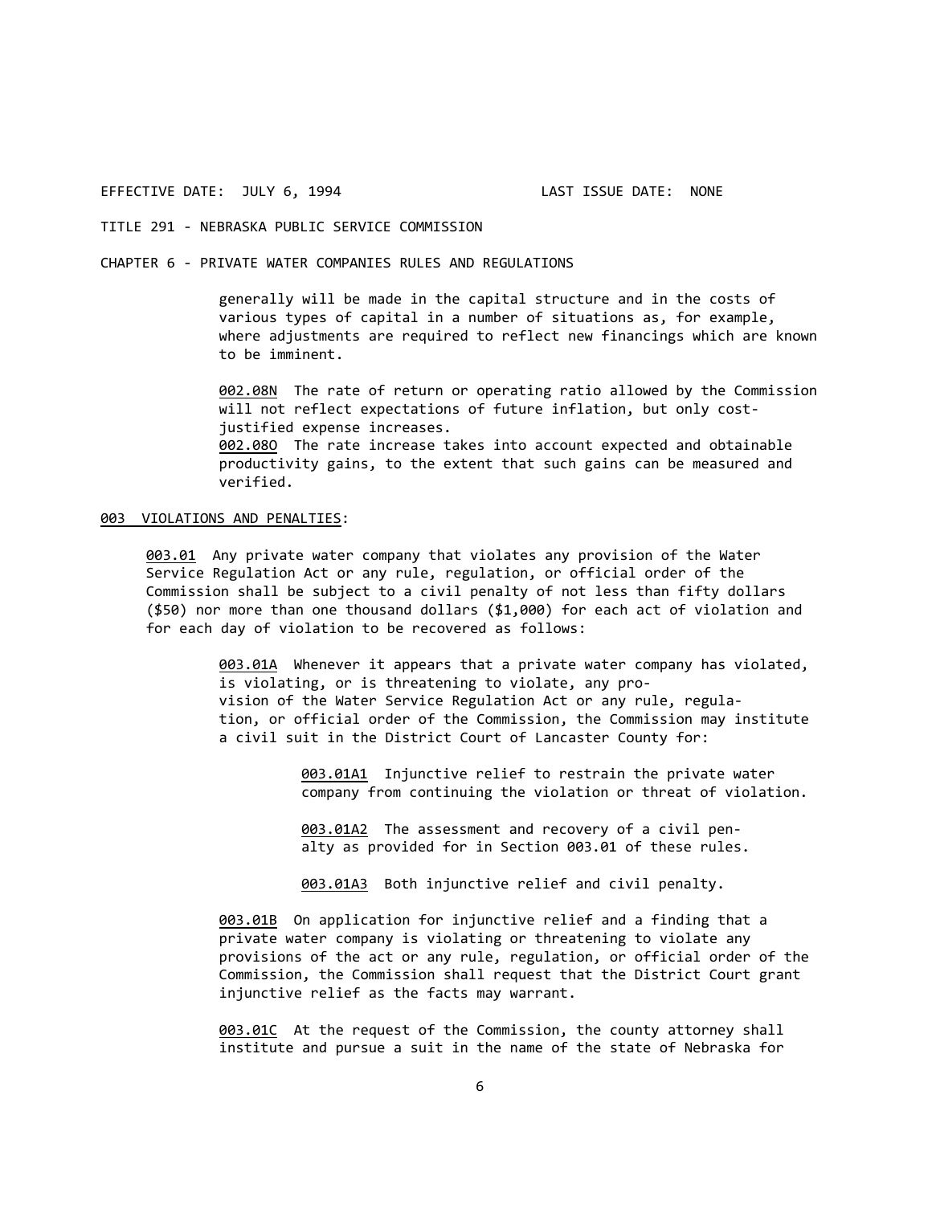generally will be made in the capital structure and in the costs of various types of capital in a number of situations as, for example, where adjustments are required to reflect new financings which are known to be imminent.

002.08N The rate of return or operating ratio allowed by the Commission will not reflect expectations of future inflation, but only cost-justified expense increases.

002.08O The rate increase takes into account expected and obtainable productivity gains, to the extent that such gains can be measured and verified.

## 003 VIOLATIONS AND PENALTIES:

003.01 Any private water company that violates any provision of the Water Service Regulation Act or any rule, regulation, or official order of the Commission shall be subject to a civil penalty of not less than fifty dollars ($50) nor more than one thousand dollars ($1,000) for each act of violation and for each day of violation to be recovered as follows:

003.01A Whenever it appears that a private water company has violated, is violating, or is threatening to violate, any provision of the Water Service Regulation Act or any rule, regulation, or official order of the Commission, the Commission may institute a civil suit in the District Court of Lancaster County for:

003.01A1 Injunctive relief to restrain the private water company from continuing the violation or threat of violation.

003.01A2 The assessment and recovery of a civil penalty as provided for in Section 003.01 of these rules.

003.01A3 Both injunctive relief and civil penalty.

003.01B On application for injunctive relief and a finding that a private water company is violating or threatening to violate any provisions of the act or any rule, regulation, or official order of the Commission, the Commission shall request that the District Court grant injunctive relief as the facts may warrant.

003.01C At the request of the Commission, the county attorney shall institute and pursue a suit in the name of the state of Nebraska for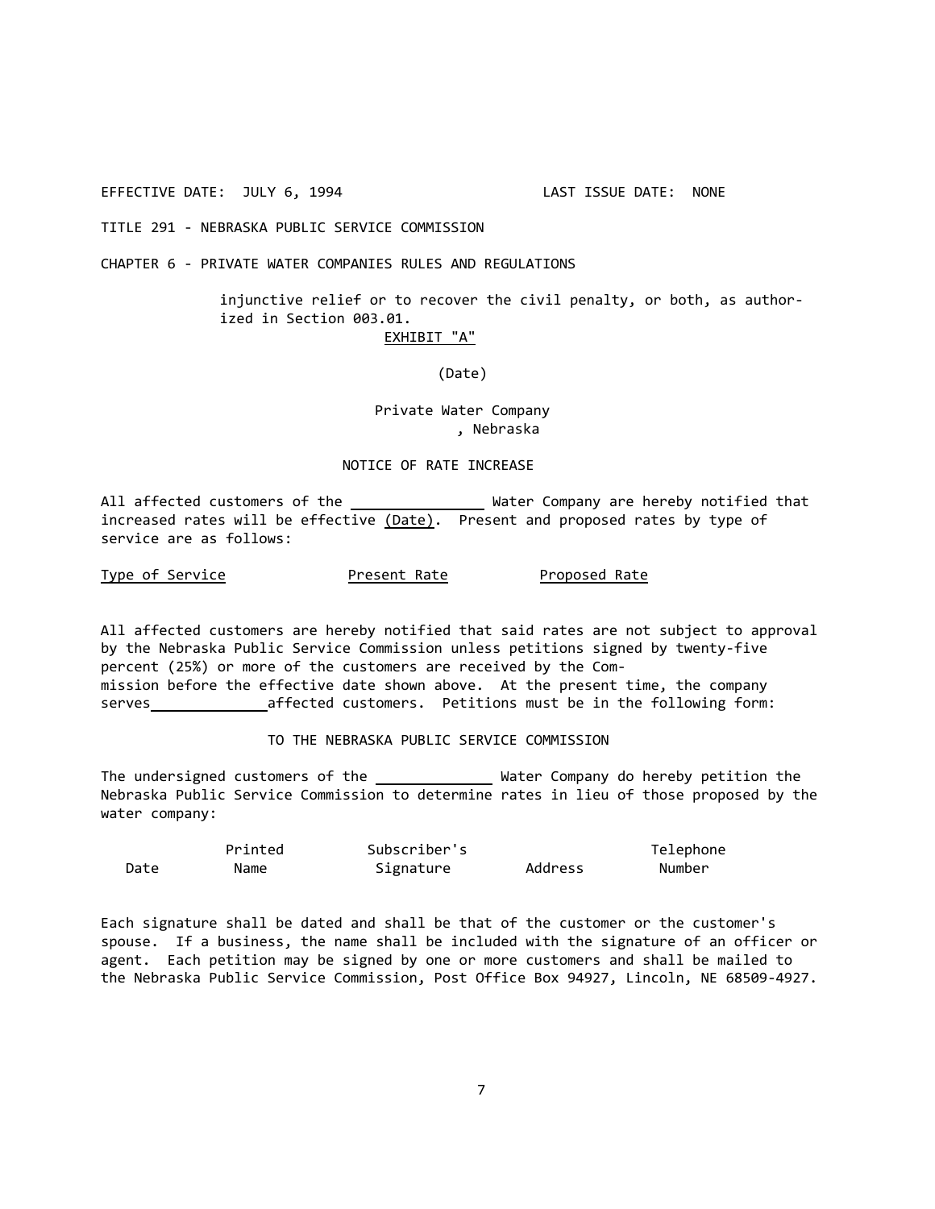injunctive relief or to recover the civil penalty, or both, as authorized in Section 003.01.

EXHIBIT "A"

(Date)

Private Water Company
, Nebraska

NOTICE OF RATE INCREASE

All affected customers of the ________________ Water Company are hereby notified that increased rates will be effective (Date). Present and proposed rates by type of service are as follows:

| Type of Service | Present Rate | Proposed Rate |
| --- | --- | --- |

All affected customers are hereby notified that said rates are not subject to approval by the Nebraska Public Service Commission unless petitions signed by twenty-five percent (25%) or more of the customers are received by the Commission before the effective date shown above. At the present time, the company serves______________affected customers. Petitions must be in the following form:

TO THE NEBRASKA PUBLIC SERVICE COMMISSION

The undersigned customers of the ______________ Water Company do hereby petition the Nebraska Public Service Commission to determine rates in lieu of those proposed by the water company:

| Date | Printed Name | Subscriber's Signature | Address | Telephone Number |
| --- | --- | --- | --- | --- |

Each signature shall be dated and shall be that of the customer or the customer's spouse. If a business, the name shall be included with the signature of an officer or agent. Each petition may be signed by one or more customers and shall be mailed to the Nebraska Public Service Commission, Post Office Box 94927, Lincoln, NE 68509-4927.